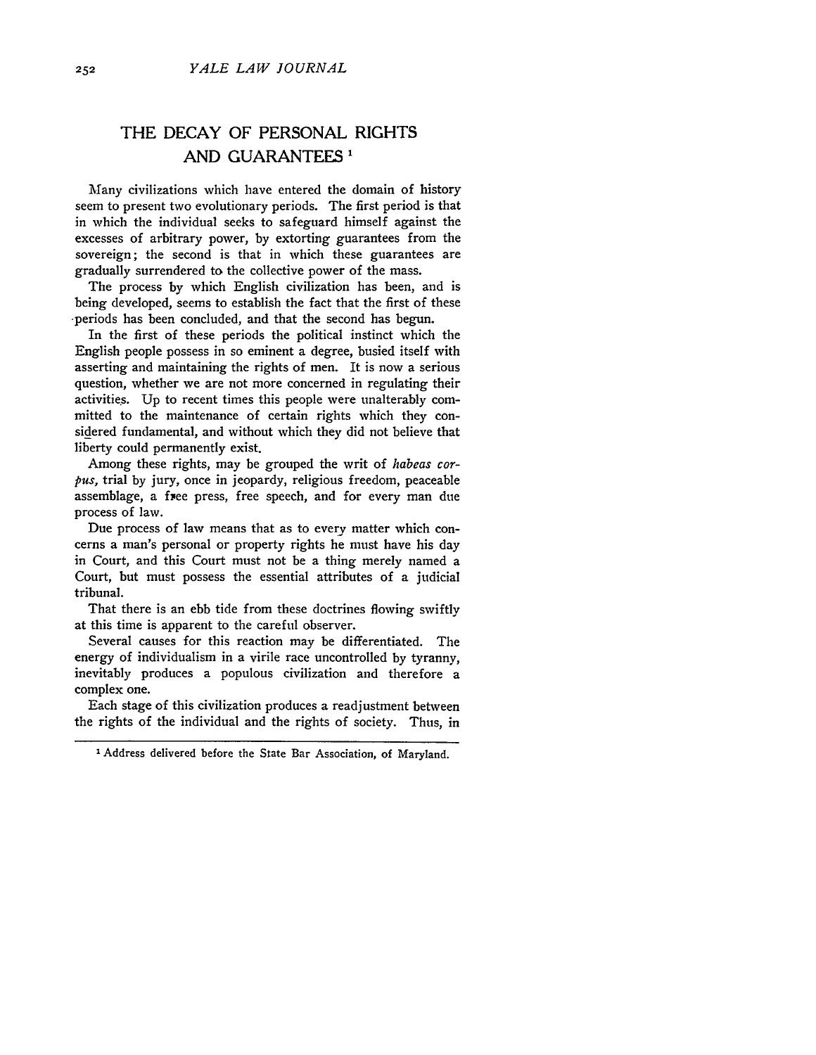# THE DECAY OF PERSONAL RIGHTS AND GUARANTEES [1]

Many civilizations which have entered the domain of history seem to present two evolutionary periods. The first period is that in which the individual seeks to safeguard himself against the excesses of arbitrary power, by extorting guarantees from the sovereign; the second is that in which these guarantees are gradually surrendered to the collective power of the mass.

The process by which English civilization has been, and is being developed, seems to establish the fact that the first of these periods has been concluded, and that the second has begun.

In the first of these periods the political instinct which the English people possess in so eminent a degree, busied itself with asserting and maintaining the rights of men. It is now a serious question, whether we are not more concerned in regulating their activities. Up to recent times this people were unalterably committed to the maintenance of certain rights which they considered fundamental, and without which they did not believe that liberty could permanently exist.

Among these rights, may be grouped the writ of *habeas corpus,* trial by jury, once in jeopardy, religious freedom, peaceable assemblage, a free press, free speech, and for every man due process of law.

Due process of law means that as to every matter which concerns a man's personal or property rights he must have his day in Court, and this Court must not be a thing merely named a Court, but must possess the essential attributes of a judicial tribunal.

That there is an ebb tide from these doctrines flowing swiftly at this time is apparent to the careful observer.

Several causes for this reaction may be differentiated. The energy of individualism in a virile race uncontrolled by tyranny, inevitably produces a populous civilization and therefore a complex one.

Each stage of this civilization produces a readjustment between the rights of the individual and the rights of society. Thus, in

[1] Address delivered before the State Bar Association, of Maryland.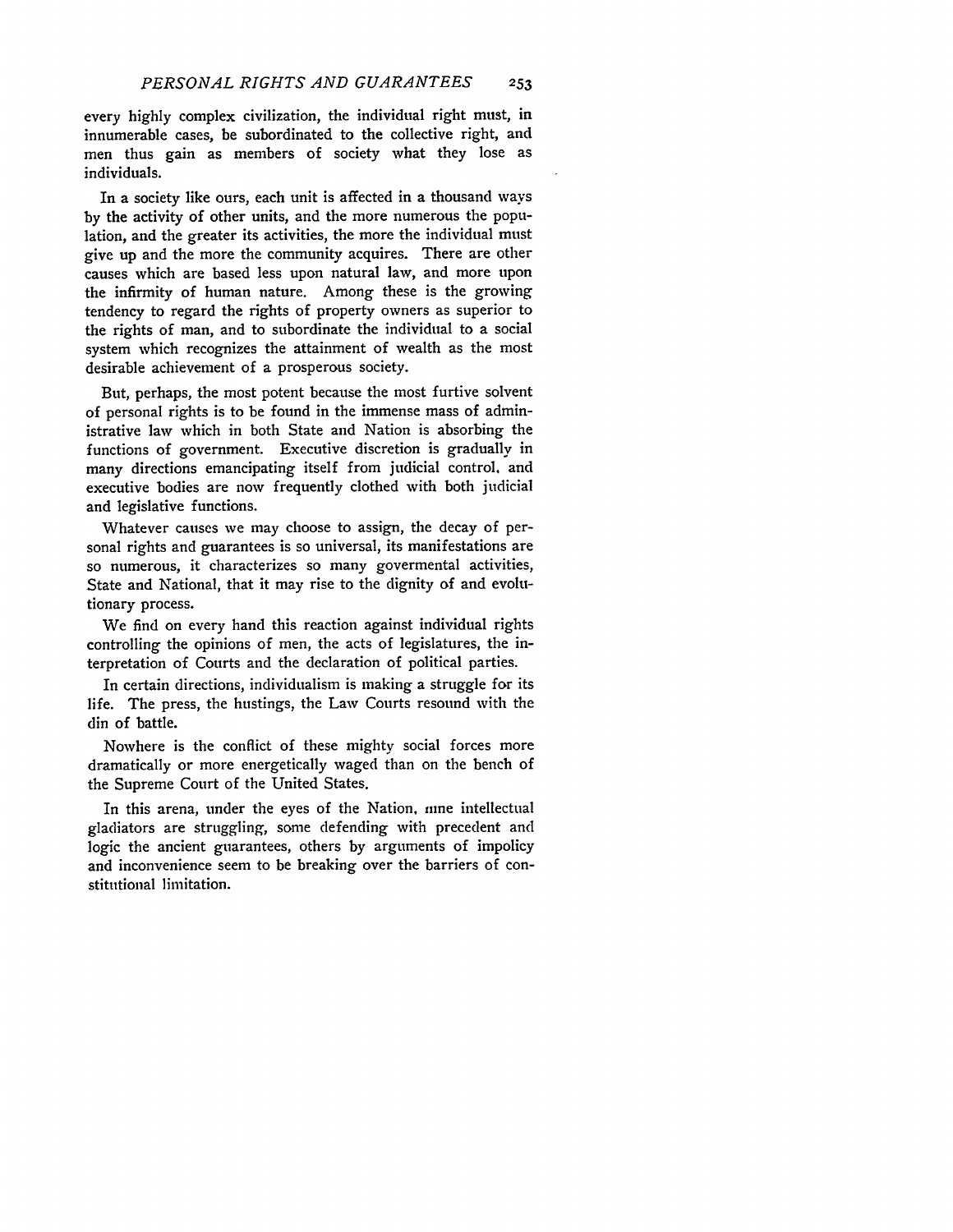every highly complex civilization, the individual right must, in innumerable cases, be subordinated to the collective right, and men thus gain as members of society what they lose as individuals.

In a society like ours, each unit is affected in a thousand ways by the activity of other units, and the more numerous the population, and the greater its activities, the more the individual must give up and the more the community acquires. There are other causes which are based less upon natural law, and more upon the infirmity of human nature. Among these is the growing tendency to regard the rights of property owners as superior to the rights of man, and to subordinate the individual to a social system which recognizes the attainment of wealth as the most desirable achievement of a prosperous society.

But, perhaps, the most potent because the most furtive solvent of personal rights is to be found in the immense mass of administrative law which in both State and Nation is absorbing the functions of government. Executive discretion is gradually in many directions emancipating itself from judicial control, and executive bodies are now frequently clothed with both judicial and legislative functions.

Whatever causes we may choose to assign, the decay of personal rights and guarantees is so universal, its manifestations are so numerous, it characterizes so many govermental activities, State and National, that it may rise to the dignity of and evolutionary process.

We find on every hand this reaction against individual rights controlling the opinions of men, the acts of legislatures, the interpretation of Courts and the declaration of political parties.

In certain directions, individualism is making a struggle for its life. The press, the hustings, the Law Courts resound with the din of battle.

Nowhere is the conflict of these mighty social forces more dramatically or more energetically waged than on the bench of the Supreme Court of the United States.

In this arena, under the eyes of the Nation, nine intellectual gladiators are struggling, some defending with precedent and logic the ancient guarantees, others by arguments of impolicy and inconvenience seem to be breaking over the barriers of constitutional limitation.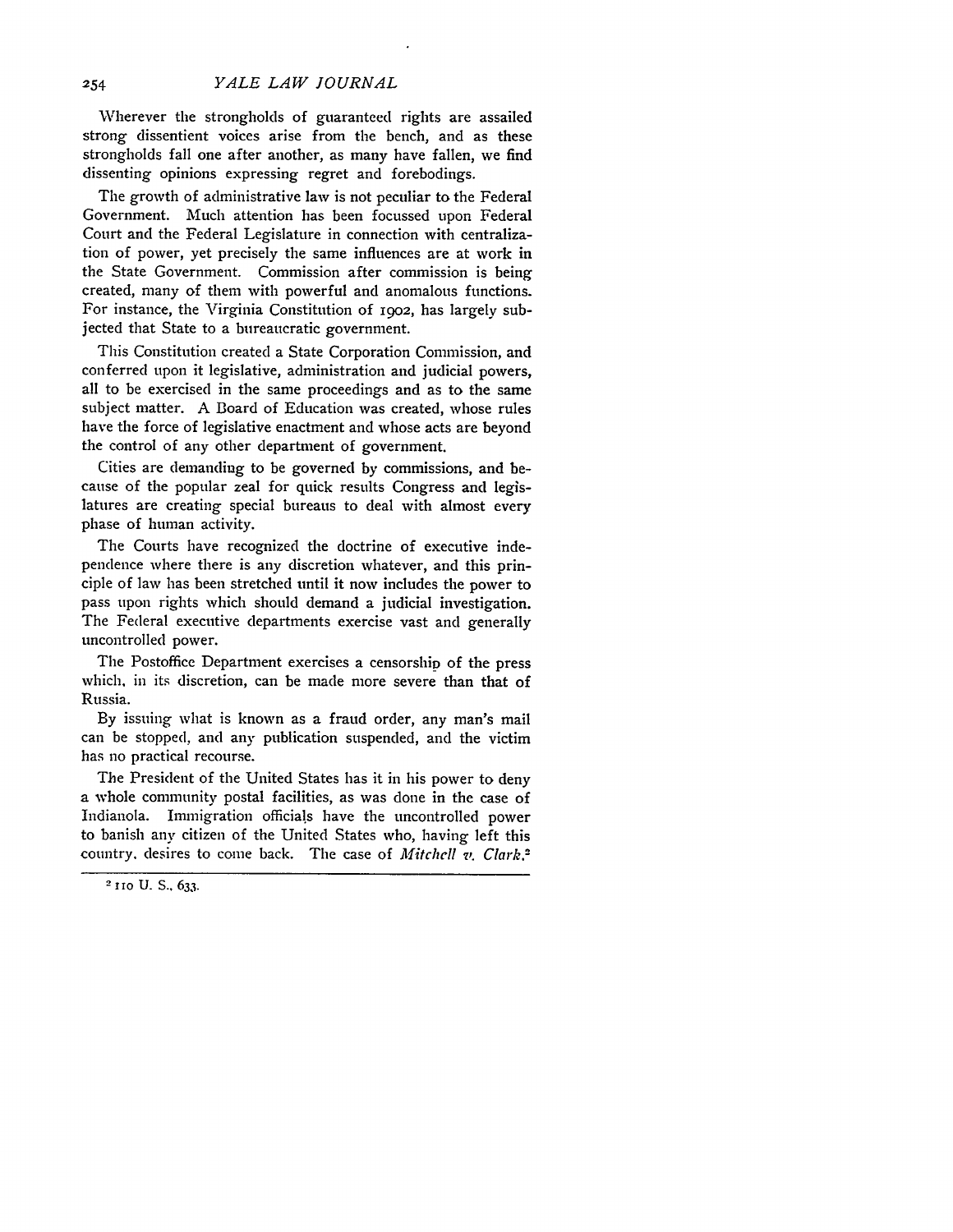Wherever the strongholds of guaranteed rights are assailed strong dissentient voices arise from the bench, and as these strongholds fall one after another, as many have fallen, we find dissenting opinions expressing regret and forebodings.

The growth of administrative law is not peculiar to the Federal Government. Much attention has been focussed upon Federal Court and the Federal Legislature in connection with centralization of power, yet precisely the same influences are at work in the State Government. Commission after commission is being created, many of them with powerful and anomalous functions. For instance, the Virginia Constitution of 1902, has largely subjected that State to a bureaucratic government.

This Constitution created a State Corporation Commission, and conferred upon it legislative, administration and judicial powers, all to be exercised in the same proceedings and as to the same subject matter. A Board of Education was created, whose rules have the force of legislative enactment and whose acts are beyond the control of any other department of government.

Cities are demanding to be governed by commissions, and because of the popular zeal for quick results Congress and legislatures are creating special bureaus to deal with almost every phase of human activity.

The Courts have recognized the doctrine of executive independence where there is any discretion whatever, and this principle of law has been stretched until it now includes the power to pass upon rights which should demand a judicial investigation. The Federal executive departments exercise vast and generally uncontrolled power.

The Postoffice Department exercises a censorship of the press which, in its discretion, can be made more severe than that of Russia.

By issuing what is known as a fraud order, any man's mail can be stopped, and any publication suspended, and the victim has no practical recourse.

The President of the United States has it in his power to deny a whole community postal facilities, as was done in the case of Indianola. Immigration officials have the uncontrolled power to banish any citizen of the United States who, having left this country, desires to come back. The case of *Mitchell v. Clark*,[2]

[2] 110 U. S., 633.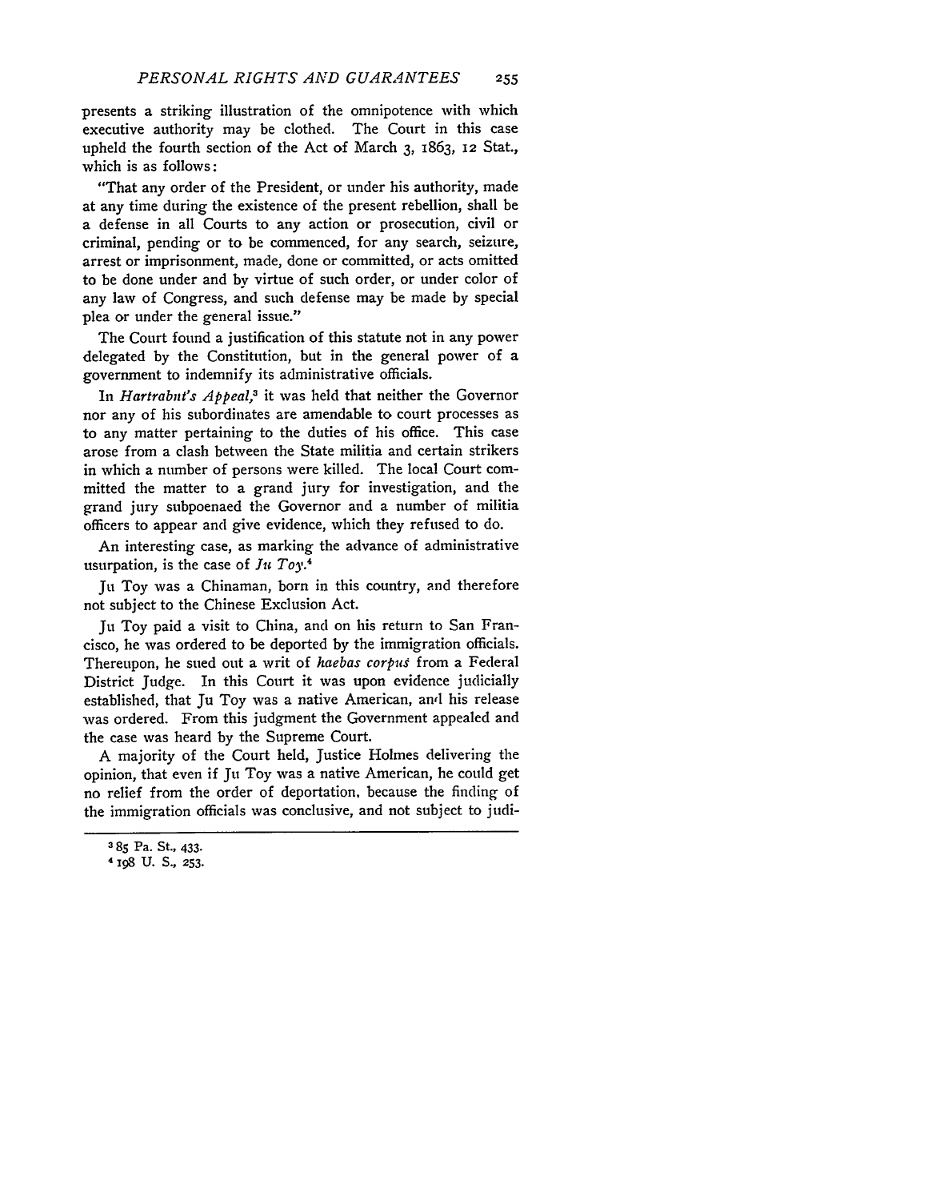presents a striking illustration of the omnipotence with which executive authority may be clothed. The Court in this case upheld the fourth section of the Act of March 3, 1863, 12 Stat., which is as follows:

"That any order of the President, or under his authority, made at any time during the existence of the present rebellion, shall be a defense in all Courts to any action or prosecution, civil or criminal, pending or to be commenced, for any search, seizure, arrest or imprisonment, made, done or committed, or acts omitted to be done under and by virtue of such order, or under color of any law of Congress, and such defense may be made by special plea or under the general issue."

The Court found a justification of this statute not in any power delegated by the Constitution, but in the general power of a government to indemnify its administrative officials.

In *Hartrabnt's Appeal*,[3] it was held that neither the Governor nor any of his subordinates are amendable to court processes as to any matter pertaining to the duties of his office. This case arose from a clash between the State militia and certain strikers in which a number of persons were killed. The local Court committed the matter to a grand jury for investigation, and the grand jury subpoenaed the Governor and a number of militia officers to appear and give evidence, which they refused to do.

An interesting case, as marking the advance of administrative usurpation, is the case of *Ju Toy*.[4]

Ju Toy was a Chinaman, born in this country, and therefore not subject to the Chinese Exclusion Act.

Ju Toy paid a visit to China, and on his return to San Francisco, he was ordered to be deported by the immigration officials. Thereupon, he sued out a writ of *haebas corpus* from a Federal District Judge. In this Court it was upon evidence judicially established, that Ju Toy was a native American, and his release was ordered. From this judgment the Government appealed and the case was heard by the Supreme Court.

A majority of the Court held, Justice Holmes delivering the opinion, that even if Ju Toy was a native American, he could get no relief from the order of deportation, because the finding of the immigration officials was conclusive, and not subject to judi-

---

[3] 85 Pa. St., 433.

[4] 198 U. S., 253.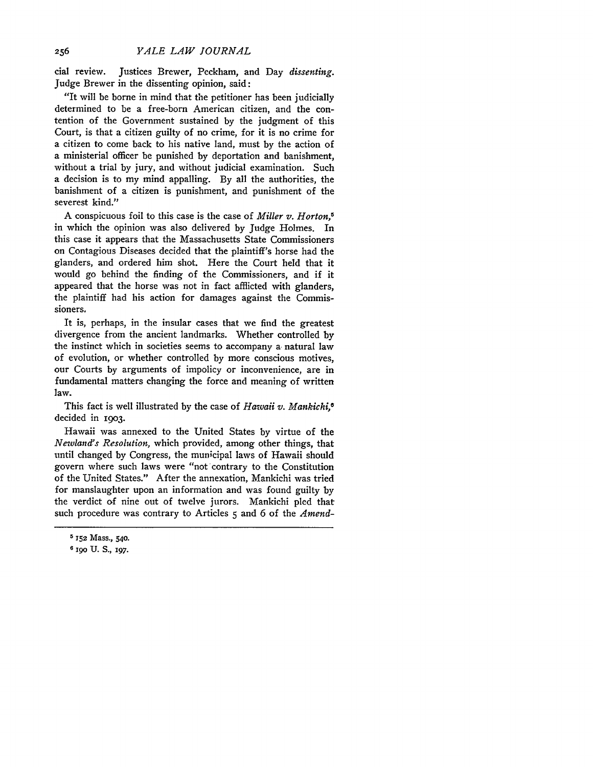cial review. Justices Brewer, Peckham, and Day *dissenting*. Judge Brewer in the dissenting opinion, said:

"It will be borne in mind that the petitioner has been judicially determined to be a free-born American citizen, and the contention of the Government sustained by the judgment of this Court, is that a citizen guilty of no crime, for it is no crime for a citizen to come back to his native land, must by the action of a ministerial officer be punished by deportation and banishment, without a trial by jury, and without judicial examination. Such a decision is to my mind appalling. By all the authorities, the banishment of a citizen is punishment, and punishment of the severest kind."

A conspicuous foil to this case is the case of *Miller v. Horton*,[5] in which the opinion was also delivered by Judge Holmes. In this case it appears that the Massachusetts State Commissioners on Contagious Diseases decided that the plaintiff's horse had the glanders, and ordered him shot. Here the Court held that it would go behind the finding of the Commissioners, and if it appeared that the horse was not in fact afflicted with glanders, the plaintiff had his action for damages against the Commissioners.

It is, perhaps, in the insular cases that we find the greatest divergence from the ancient landmarks. Whether controlled by the instinct which in societies seems to accompany a natural law of evolution, or whether controlled by more conscious motives, our Courts by arguments of impolicy or inconvenience, are in fundamental matters changing the force and meaning of written law.

This fact is well illustrated by the case of *Hawaii v. Mankichi*,[6] decided in 1903.

Hawaii was annexed to the United States by virtue of the *Newland's Resolution*, which provided, among other things, that until changed by Congress, the municipal laws of Hawaii should govern where such laws were "not contrary to the Constitution of the United States." After the annexation, Mankichi was tried for manslaughter upon an information and was found guilty by the verdict of nine out of twelve jurors. Mankichi pled that such procedure was contrary to Articles 5 and 6 of the *Amend-*

---

[5] 152 Mass., 540.

[6] 190 U. S., 197.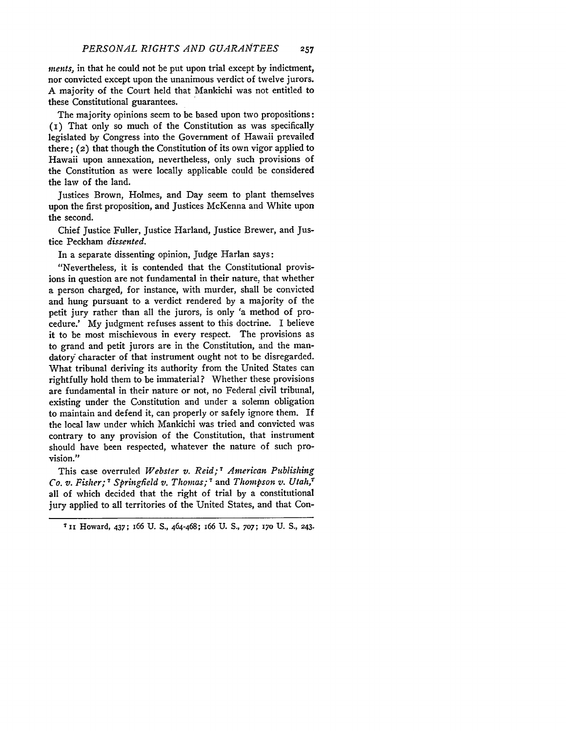*ments,* in that he could not be put upon trial except by indictment, nor convicted except upon the unanimous verdict of twelve jurors. A majority of the Court held that Mankichi was not entitled to these Constitutional guarantees.

The majority opinions seem to be based upon two propositions: (1) That only so much of the Constitution as was specifically legislated by Congress into the Government of Hawaii prevailed there; (2) that though the Constitution of its own vigor applied to Hawaii upon annexation, nevertheless, only such provisions of the Constitution as were locally applicable could be considered the law of the land.

Justices Brown, Holmes, and Day seem to plant themselves upon the first proposition, and Justices McKenna and White upon the second.

Chief Justice Fuller, Justice Harland, Justice Brewer, and Justice Peckham *dissented.*

In a separate dissenting opinion, Judge Harlan says:

"Nevertheless, it is contended that the Constitutional provisions in question are not fundamental in their nature, that whether a person charged, for instance, with murder, shall be convicted and hung pursuant to a verdict rendered by a majority of the petit jury rather than all the jurors, is only 'a method of procedure.' My judgment refuses assent to this doctrine. I believe it to be most mischievous in every respect. The provisions as to grand and petit jurors are in the Constitution, and the mandatory character of that instrument ought not to be disregarded. What tribunal deriving its authority from the United States can rightfully hold them to be immaterial? Whether these provisions are fundamental in their nature or not, no Federal civil tribunal, existing under the Constitution and under a solemn obligation to maintain and defend it, can properly or safely ignore them. If the local law under which Mankichi was tried and convicted was contrary to any provision of the Constitution, that instrument should have been respected, whatever the nature of such provision."

This case overruled *Webster v. Reid;*[7] *American Publishing Co. v. Fisher;*[7] *Springfield v. Thomas;*[7] and *Thompson v. Utah,*[7] all of which decided that the right of trial by a constitutional jury applied to all territories of the United States, and that Con-

[7] 11 Howard, 437; 166 U. S., 464-468; 166 U. S., 707; 170 U. S., 243.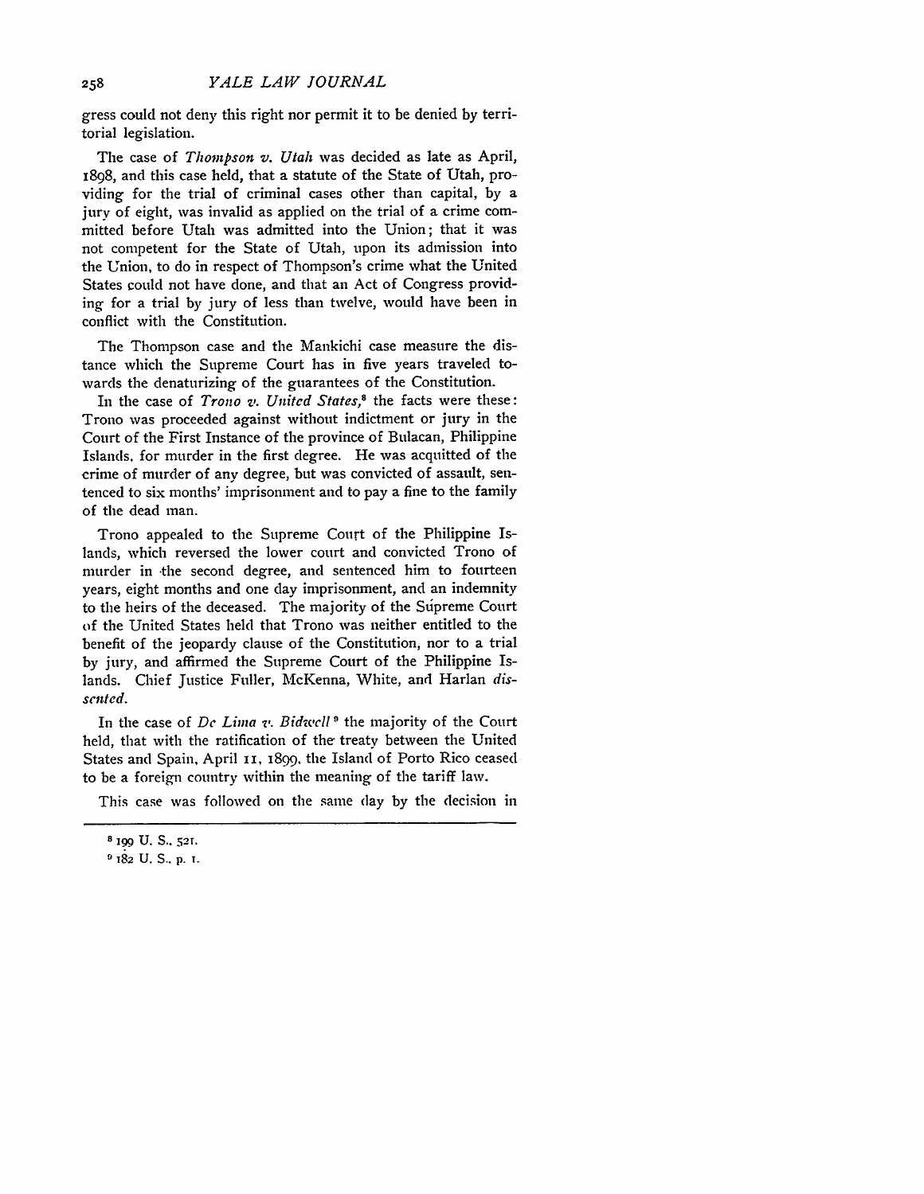gress could not deny this right nor permit it to be denied by territorial legislation.

The case of *Thompson v. Utah* was decided as late as April, 1898, and this case held, that a statute of the State of Utah, providing for the trial of criminal cases other than capital, by a jury of eight, was invalid as applied on the trial of a crime committed before Utah was admitted into the Union; that it was not competent for the State of Utah, upon its admission into the Union, to do in respect of Thompson's crime what the United States could not have done, and that an Act of Congress providing for a trial by jury of less than twelve, would have been in conflict with the Constitution.

The Thompson case and the Mankichi case measure the distance which the Supreme Court has in five years traveled towards the denaturizing of the guarantees of the Constitution.

In the case of *Trono v. United States*,[8] the facts were these: Trono was proceeded against without indictment or jury in the Court of the First Instance of the province of Bulacan, Philippine Islands, for murder in the first degree. He was acquitted of the crime of murder of any degree, but was convicted of assault, sentenced to six months' imprisonment and to pay a fine to the family of the dead man.

Trono appealed to the Supreme Court of the Philippine Islands, which reversed the lower court and convicted Trono of murder in the second degree, and sentenced him to fourteen years, eight months and one day imprisonment, and an indemnity to the heirs of the deceased. The majority of the Súpreme Court of the United States held that Trono was neither entitled to the benefit of the jeopardy clause of the Constitution, nor to a trial by jury, and affirmed the Supreme Court of the Philippine Islands. Chief Justice Fuller, McKenna, White, and Harlan *dissented*.

In the case of *De Lima v. Bidwell*[9] the majority of the Court held, that with the ratification of the treaty between the United States and Spain, April 11, 1899, the Island of Porto Rico ceased to be a foreign country within the meaning of the tariff law.

This case was followed on the same day by the decision in

---

[8] 199 U. S., 521.

[9] 182 U. S., p. 1.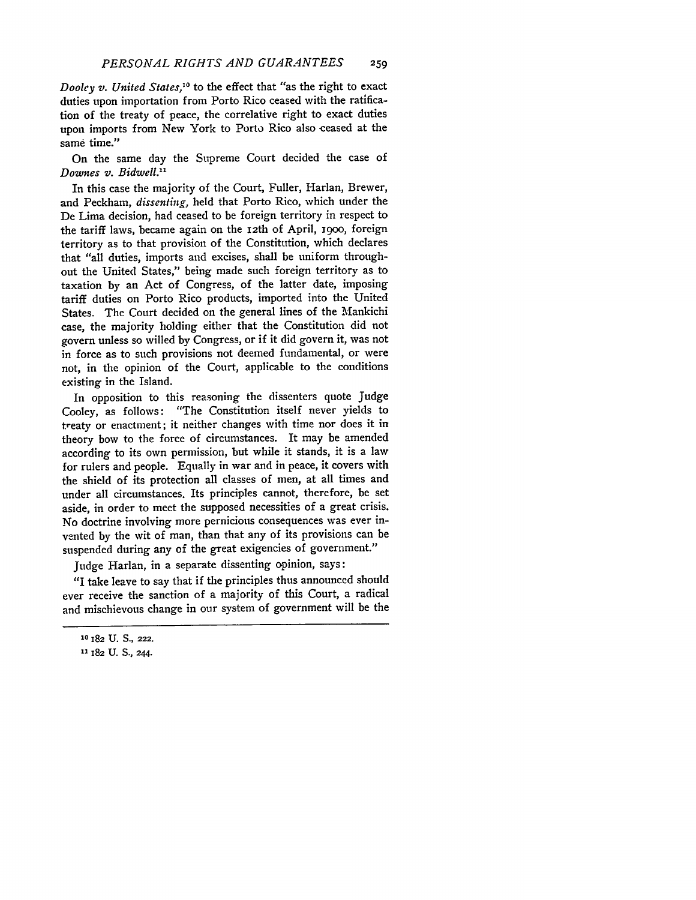*Dooley v. United States,*[10] to the effect that "as the right to exact duties upon importation from Porto Rico ceased with the ratification of the treaty of peace, the correlative right to exact duties upon imports from New York to Porto Rico also ceased at the same time."

On the same day the Supreme Court decided the case of *Downes v. Bidwell.*[11]

In this case the majority of the Court, Fuller, Harlan, Brewer, and Peckham, *dissenting,* held that Porto Rico, which under the De Lima decision, had ceased to be foreign territory in respect to the tariff laws, became again on the 12th of April, 1900, foreign territory as to that provision of the Constitution, which declares that "all duties, imports and excises, shall be uniform throughout the United States," being made such foreign territory as to taxation by an Act of Congress, of the latter date, imposing tariff duties on Porto Rico products, imported into the United States. The Court decided on the general lines of the Mankichi case, the majority holding either that the Constitution did not govern unless so willed by Congress, or if it did govern it, was not in force as to such provisions not deemed fundamental, or were not, in the opinion of the Court, applicable to the conditions existing in the Island.

In opposition to this reasoning the dissenters quote Judge Cooley, as follows: "The Constitution itself never yields to treaty or enactment; it neither changes with time nor does it in theory bow to the force of circumstances. It may be amended according to its own permission, but while it stands, it is a law for rulers and people. Equally in war and in peace, it covers with the shield of its protection all classes of men, at all times and under all circumstances. Its principles cannot, therefore, be set aside, in order to meet the supposed necessities of a great crisis. No doctrine involving more pernicious consequences was ever invented by the wit of man, than that any of its provisions can be suspended during any of the great exigencies of government."

Judge Harlan, in a separate dissenting opinion, says:

"I take leave to say that if the principles thus announced should ever receive the sanction of a majority of this Court, a radical and mischievous change in our system of government will be the

---

[10] 182 U. S., 222.

[11] 182 U. S., 244.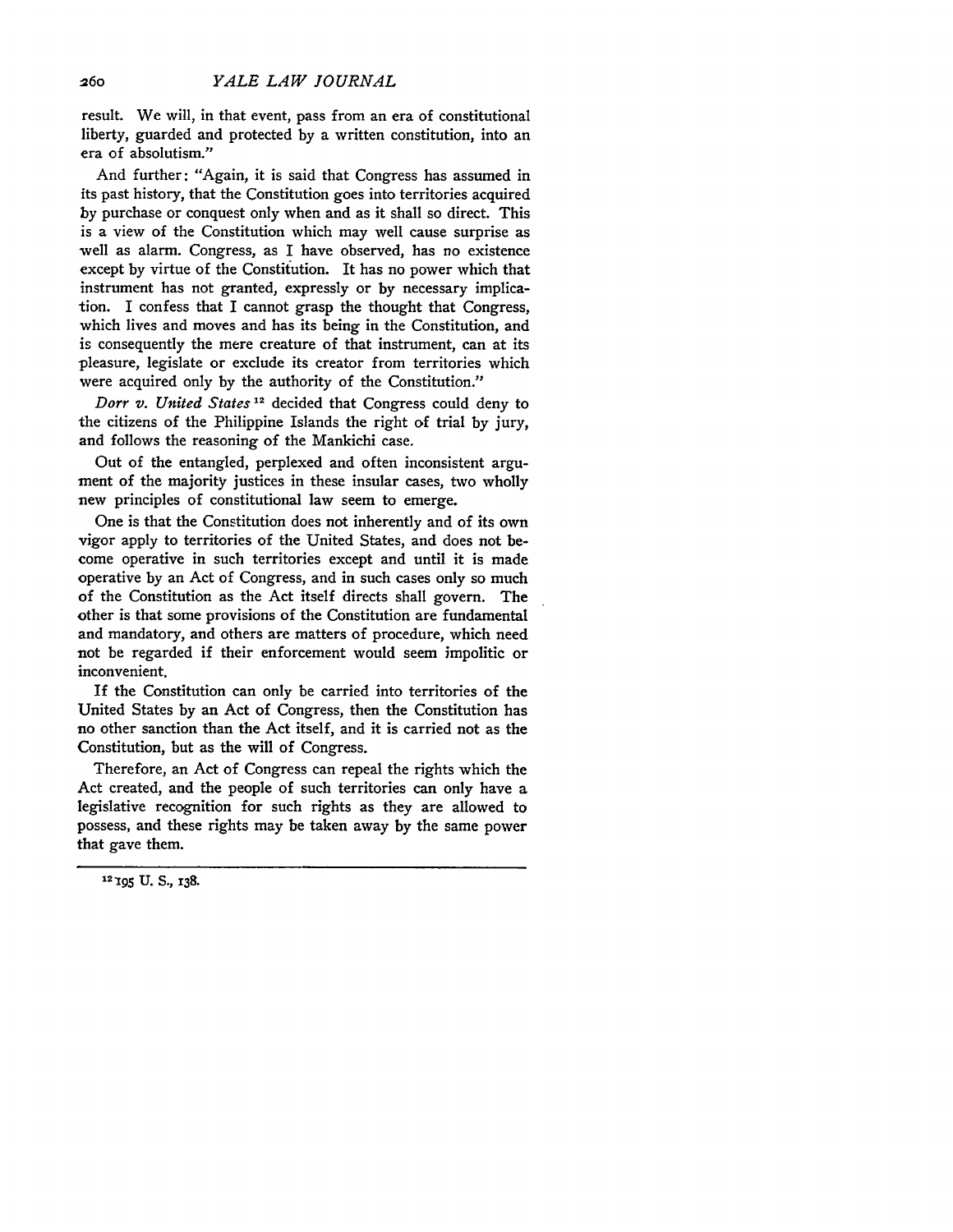result. We will, in that event, pass from an era of constitutional liberty, guarded and protected by a written constitution, into an era of absolutism."

And further: "Again, it is said that Congress has assumed in its past history, that the Constitution goes into territories acquired by purchase or conquest only when and as it shall so direct. This is a view of the Constitution which may well cause surprise as well as alarm. Congress, as I have observed, has no existence except by virtue of the Constitution. It has no power which that instrument has not granted, expressly or by necessary implication. I confess that I cannot grasp the thought that Congress, which lives and moves and has its being in the Constitution, and is consequently the mere creature of that instrument, can at its pleasure, legislate or exclude its creator from territories which were acquired only by the authority of the Constitution."

*Dorr v. United States*[12] decided that Congress could deny to the citizens of the Philippine Islands the right of trial by jury, and follows the reasoning of the Mankichi case.

Out of the entangled, perplexed and often inconsistent argument of the majority justices in these insular cases, two wholly new principles of constitutional law seem to emerge.

One is that the Constitution does not inherently and of its own vigor apply to territories of the United States, and does not become operative in such territories except and until it is made operative by an Act of Congress, and in such cases only so much of the Constitution as the Act itself directs shall govern. The other is that some provisions of the Constitution are fundamental and mandatory, and others are matters of procedure, which need not be regarded if their enforcement would seem impolitic or inconvenient.

If the Constitution can only be carried into territories of the United States by an Act of Congress, then the Constitution has no other sanction than the Act itself, and it is carried not as the Constitution, but as the will of Congress.

Therefore, an Act of Congress can repeal the rights which the Act created, and the people of such territories can only have a legislative recognition for such rights as they are allowed to possess, and these rights may be taken away by the same power that gave them.

---

[12] 195 U. S., 138.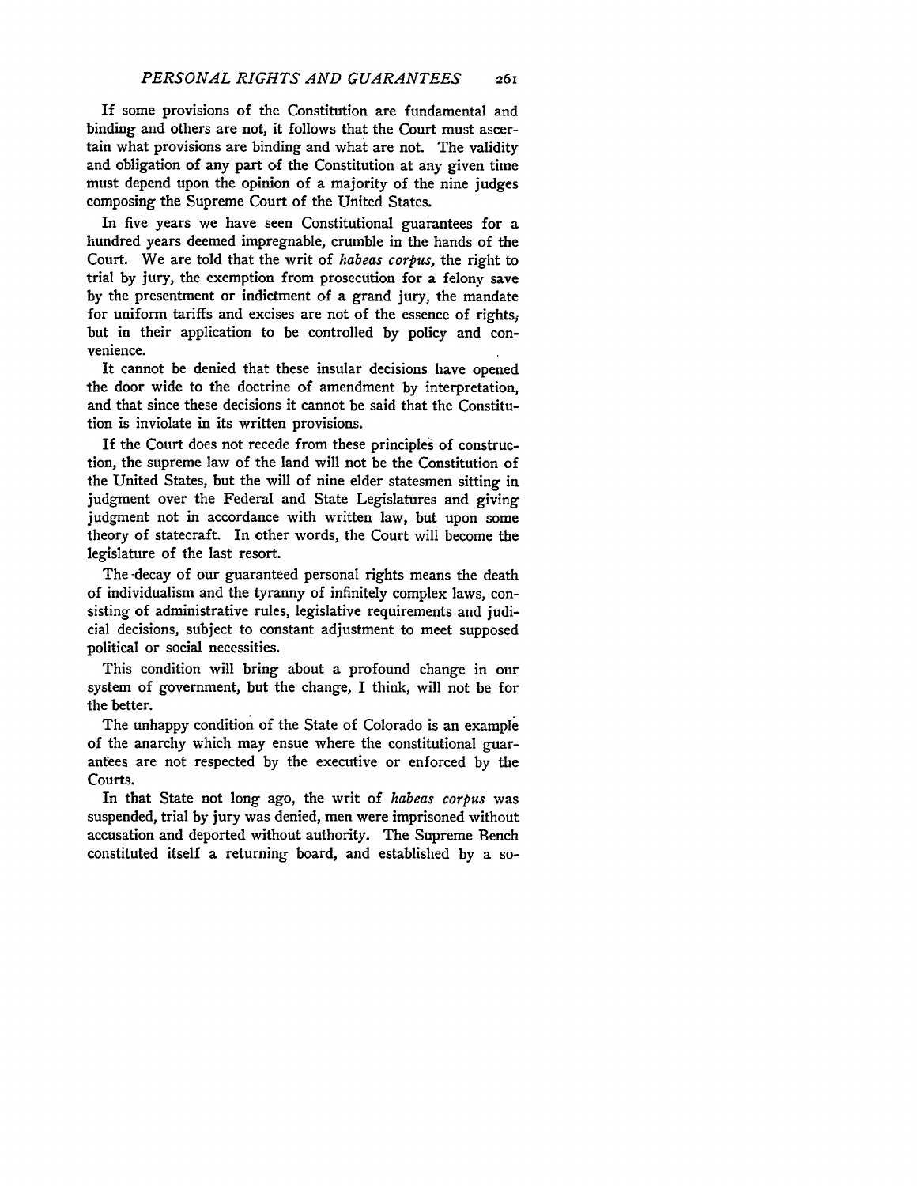If some provisions of the Constitution are fundamental and binding and others are not, it follows that the Court must ascertain what provisions are binding and what are not. The validity and obligation of any part of the Constitution at any given time must depend upon the opinion of a majority of the nine judges composing the Supreme Court of the United States.

In five years we have seen Constitutional guarantees for a hundred years deemed impregnable, crumble in the hands of the Court. We are told that the writ of *habeas corpus*, the right to trial by jury, the exemption from prosecution for a felony save by the presentment or indictment of a grand jury, the mandate for uniform tariffs and excises are not of the essence of rights, but in their application to be controlled by policy and convenience.

It cannot be denied that these insular decisions have opened the door wide to the doctrine of amendment by interpretation, and that since these decisions it cannot be said that the Constitution is inviolate in its written provisions.

If the Court does not recede from these principles of construction, the supreme law of the land will not be the Constitution of the United States, but the will of nine elder statesmen sitting in judgment over the Federal and State Legislatures and giving judgment not in accordance with written law, but upon some theory of statecraft. In other words, the Court will become the legislature of the last resort.

The decay of our guaranteed personal rights means the death of individualism and the tyranny of infinitely complex laws, consisting of administrative rules, legislative requirements and judicial decisions, subject to constant adjustment to meet supposed political or social necessities.

This condition will bring about a profound change in our system of government, but the change, I think, will not be for the better.

The unhappy condition of the State of Colorado is an example of the anarchy which may ensue where the constitutional guarantees are not respected by the executive or enforced by the Courts.

In that State not long ago, the writ of *habeas corpus* was suspended, trial by jury was denied, men were imprisoned without accusation and deported without authority. The Supreme Bench constituted itself a returning board, and established by a so-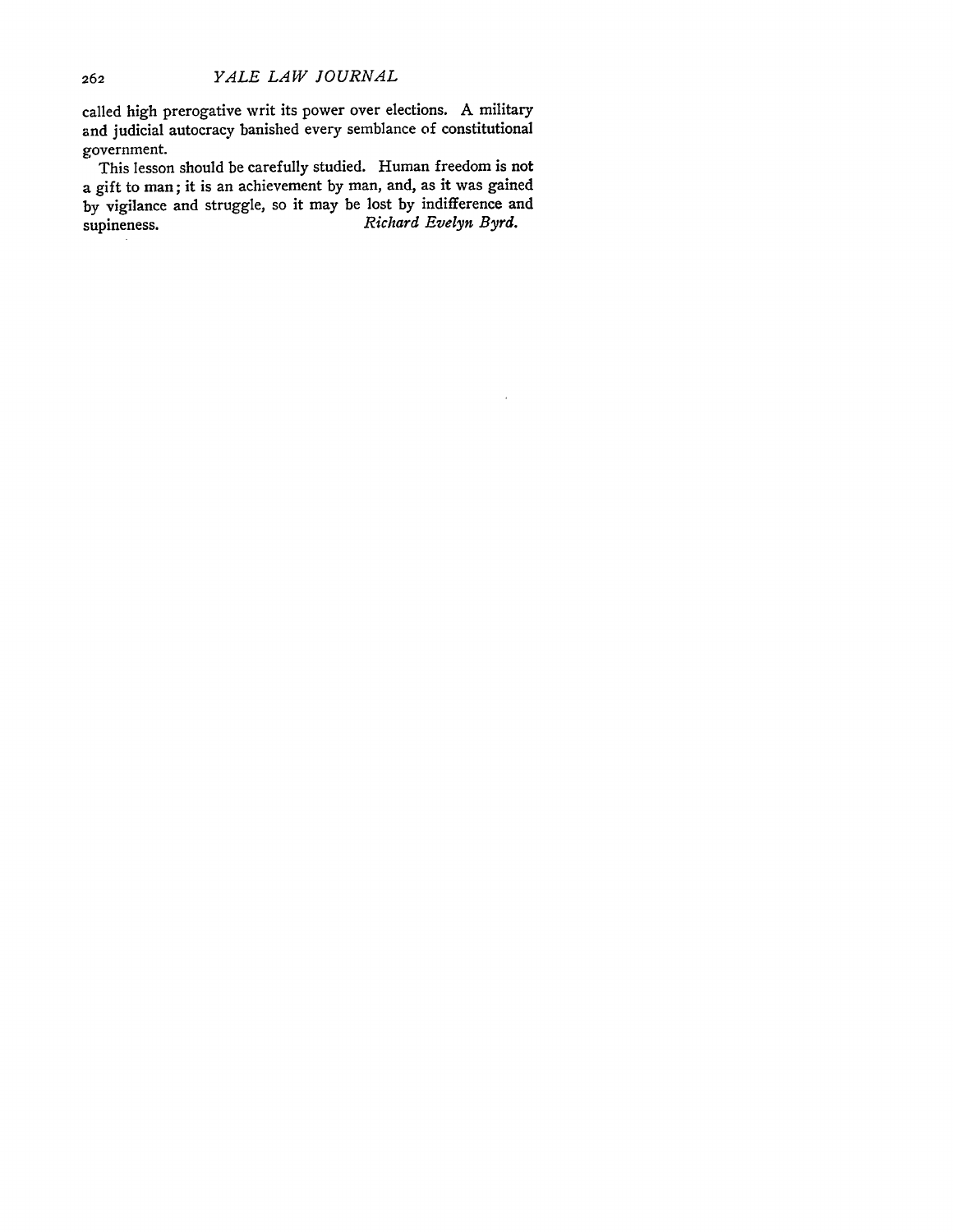called high prerogative writ its power over elections. A military and judicial autocracy banished every semblance of constitutional government.

This lesson should be carefully studied. Human freedom is not a gift to man; it is an achievement by man, and, as it was gained by vigilance and struggle, so it may be lost by indifference and supineness.

*Richard Evelyn Byrd.*